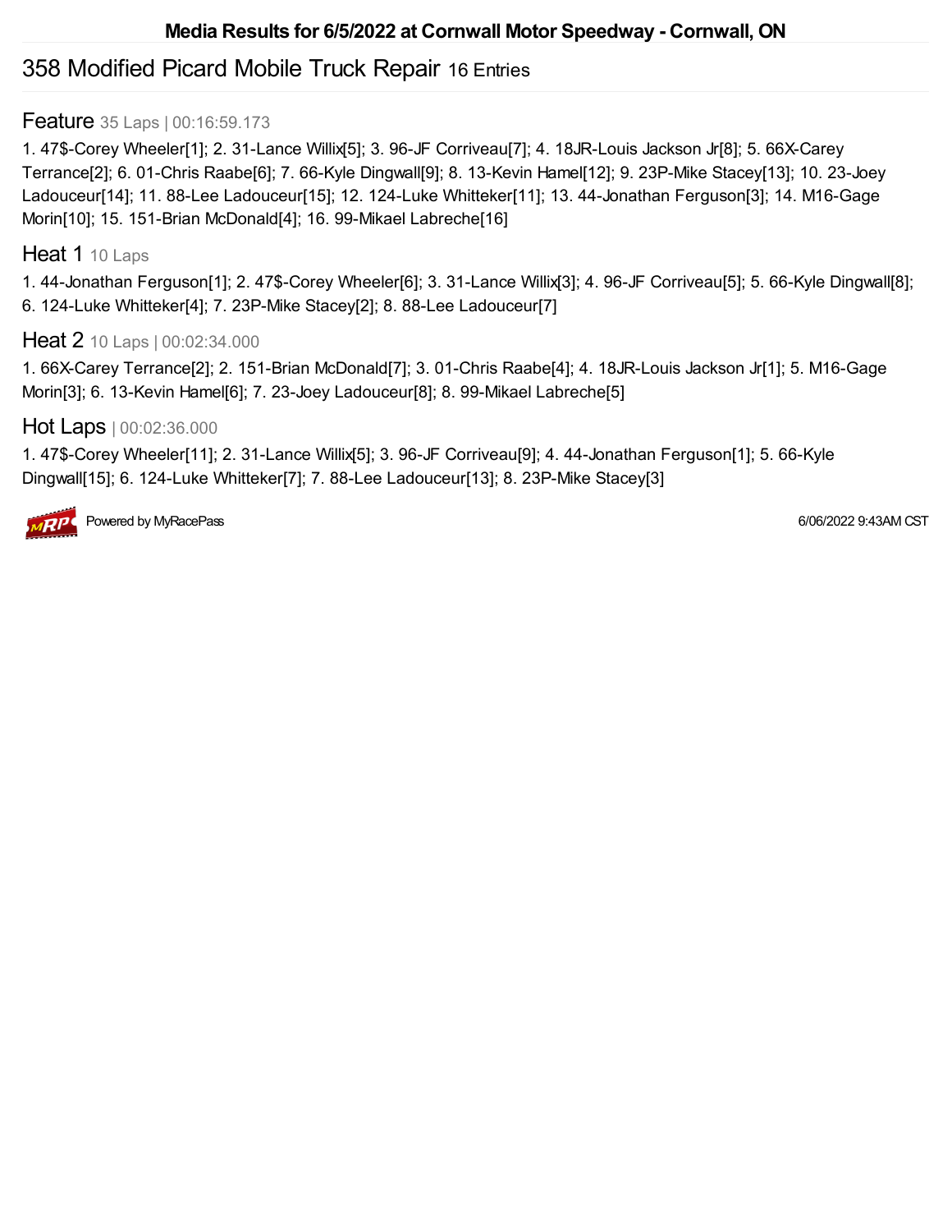# Media Results for 6/5/2022 at Cornwall Motor Speedway - Cornwall, ON

## 358 Modified Picard Mobile Truck Repair 16 Entries

### Feature 35 Laps | 00:16:59.173

1. 47$-Corey Wheeler[1]; 2. 31-Lance Willix[5]; 3. 96-JF Corriveau[7]; 4. 18JR-Louis Jackson Jr[8]; 5. 66X-Carey Terrance[2]; 6. 01-Chris Raabe[6]; 7. 66-Kyle Dingwall[9]; 8. 13-Kevin Hamel[12]; 9. 23P-Mike Stacey[13]; 10. 23-Joey Ladouceur[14]; 11. 88-Lee Ladouceur[15]; 12. 124-Luke Whitteker[11]; 13. 44-Jonathan Ferguson[3]; 14. M16-Gage Morin[10]; 15. 151-Brian McDonald[4]; 16. 99-Mikael Labreche[16]

### Heat 1 10 Laps

1. 44-Jonathan Ferguson[1]; 2. 47$-Corey Wheeler[6]; 3. 31-Lance Willix[3]; 4. 96-JF Corriveau[5]; 5. 66-Kyle Dingwall[8]; 6. 124-Luke Whitteker[4]; 7. 23P-Mike Stacey[2]; 8. 88-Lee Ladouceur[7]

### Heat 2 10 Laps | 00:02:34.000

1. 66X-Carey Terrance[2]; 2. 151-Brian McDonald[7]; 3. 01-Chris Raabe[4]; 4. 18JR-Louis Jackson Jr[1]; 5. M16-Gage Morin[3]; 6. 13-Kevin Hamel[6]; 7. 23-Joey Ladouceur[8]; 8. 99-Mikael Labreche[5]

### Hot Laps | 00:02:36.000

1. 47$-Corey Wheeler[11]; 2. 31-Lance Willix[5]; 3. 96-JF Corriveau[9]; 4. 44-Jonathan Ferguson[1]; 5. 66-Kyle Dingwall[15]; 6. 124-Luke Whitteker[7]; 7. 88-Lee Ladouceur[13]; 8. 23P-Mike Stacey[3]

Powered by MyRacePass

6/06/2022 9:43AM CST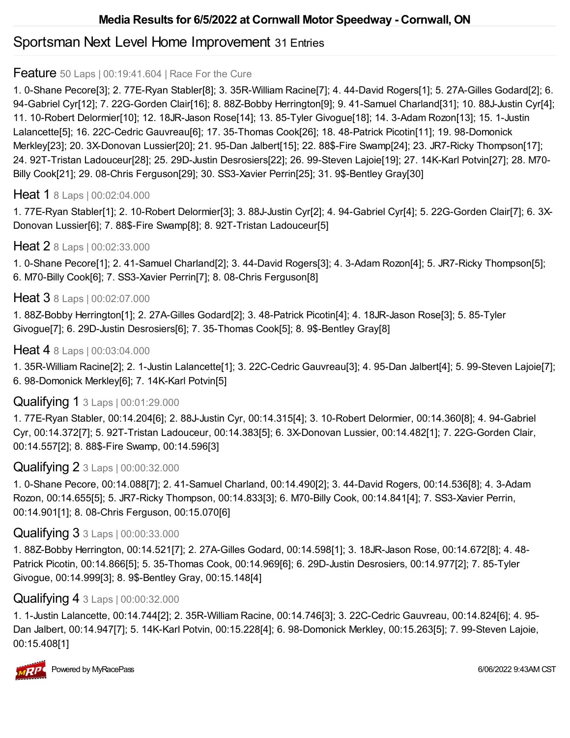# Media Results for 6/5/2022 at Cornwall Motor Speedway - Cornwall, ON

## Sportsman Next Level Home Improvement 31 Entries

### Feature 50 Laps | 00:19:41.604 | Race For the Cure

1. 0-Shane Pecore[3]; 2. 77E-Ryan Stabler[8]; 3. 35R-William Racine[7]; 4. 44-David Rogers[1]; 5. 27A-Gilles Godard[2]; 6. 94-Gabriel Cyr[12]; 7. 22G-Gorden Clair[16]; 8. 88Z-Bobby Herrington[9]; 9. 41-Samuel Charland[31]; 10. 88J-Justin Cyr[4]; 11. 10-Robert Delormier[10]; 12. 18JR-Jason Rose[14]; 13. 85-Tyler Givogue[18]; 14. 3-Adam Rozon[13]; 15. 1-Justin Lalancette[5]; 16. 22C-Cedric Gauvreau[6]; 17. 35-Thomas Cook[26]; 18. 48-Patrick Picotin[11]; 19. 98-Domonick Merkley[23]; 20. 3X-Donovan Lussier[20]; 21. 95-Dan Jalbert[15]; 22. 88$-Fire Swamp[24]; 23. JR7-Ricky Thompson[17]; 24. 92T-Tristan Ladouceur[28]; 25. 29D-Justin Desrosiers[22]; 26. 99-Steven Lajoie[19]; 27. 14K-Karl Potvin[27]; 28. M70-Billy Cook[21]; 29. 08-Chris Ferguson[29]; 30. SS3-Xavier Perrin[25]; 31. 9$-Bentley Gray[30]

### Heat 1 8 Laps | 00:02:04.000

1. 77E-Ryan Stabler[1]; 2. 10-Robert Delormier[3]; 3. 88J-Justin Cyr[2]; 4. 94-Gabriel Cyr[4]; 5. 22G-Gorden Clair[7]; 6. 3X-Donovan Lussier[6]; 7. 88$-Fire Swamp[8]; 8. 92T-Tristan Ladouceur[5]

### Heat 2 8 Laps | 00:02:33.000

1. 0-Shane Pecore[1]; 2. 41-Samuel Charland[2]; 3. 44-David Rogers[3]; 4. 3-Adam Rozon[4]; 5. JR7-Ricky Thompson[5]; 6. M70-Billy Cook[6]; 7. SS3-Xavier Perrin[7]; 8. 08-Chris Ferguson[8]

### Heat 3 8 Laps | 00:02:07.000

1. 88Z-Bobby Herrington[1]; 2. 27A-Gilles Godard[2]; 3. 48-Patrick Picotin[4]; 4. 18JR-Jason Rose[3]; 5. 85-Tyler Givogue[7]; 6. 29D-Justin Desrosiers[6]; 7. 35-Thomas Cook[5]; 8. 9$-Bentley Gray[8]

### Heat 4 8 Laps | 00:03:04.000

1. 35R-William Racine[2]; 2. 1-Justin Lalancette[1]; 3. 22C-Cedric Gauvreau[3]; 4. 95-Dan Jalbert[4]; 5. 99-Steven Lajoie[7]; 6. 98-Domonick Merkley[6]; 7. 14K-Karl Potvin[5]

### Qualifying 1 3 Laps | 00:01:29.000

1. 77E-Ryan Stabler, 00:14.204[6]; 2. 88J-Justin Cyr, 00:14.315[4]; 3. 10-Robert Delormier, 00:14.360[8]; 4. 94-Gabriel Cyr, 00:14.372[7]; 5. 92T-Tristan Ladouceur, 00:14.383[5]; 6. 3X-Donovan Lussier, 00:14.482[1]; 7. 22G-Gorden Clair, 00:14.557[2]; 8. 88$-Fire Swamp, 00:14.596[3]

### Qualifying 2 3 Laps | 00:00:32.000

1. 0-Shane Pecore, 00:14.088[7]; 2. 41-Samuel Charland, 00:14.490[2]; 3. 44-David Rogers, 00:14.536[8]; 4. 3-Adam Rozon, 00:14.655[5]; 5. JR7-Ricky Thompson, 00:14.833[3]; 6. M70-Billy Cook, 00:14.841[4]; 7. SS3-Xavier Perrin, 00:14.901[1]; 8. 08-Chris Ferguson, 00:15.070[6]

### Qualifying 3 3 Laps | 00:00:33.000

1. 88Z-Bobby Herrington, 00:14.521[7]; 2. 27A-Gilles Godard, 00:14.598[1]; 3. 18JR-Jason Rose, 00:14.672[8]; 4. 48-Patrick Picotin, 00:14.866[5]; 5. 35-Thomas Cook, 00:14.969[6]; 6. 29D-Justin Desrosiers, 00:14.977[2]; 7. 85-Tyler Givogue, 00:14.999[3]; 8. 9$-Bentley Gray, 00:15.148[4]

### Qualifying 4 3 Laps | 00:00:32.000

1. 1-Justin Lalancette, 00:14.744[2]; 2. 35R-William Racine, 00:14.746[3]; 3. 22C-Cedric Gauvreau, 00:14.824[6]; 4. 95-Dan Jalbert, 00:14.947[7]; 5. 14K-Karl Potvin, 00:15.228[4]; 6. 98-Domonick Merkley, 00:15.263[5]; 7. 99-Steven Lajoie, 00:15.408[1]

Powered by MyRacePass 6/06/2022 9:43AM CST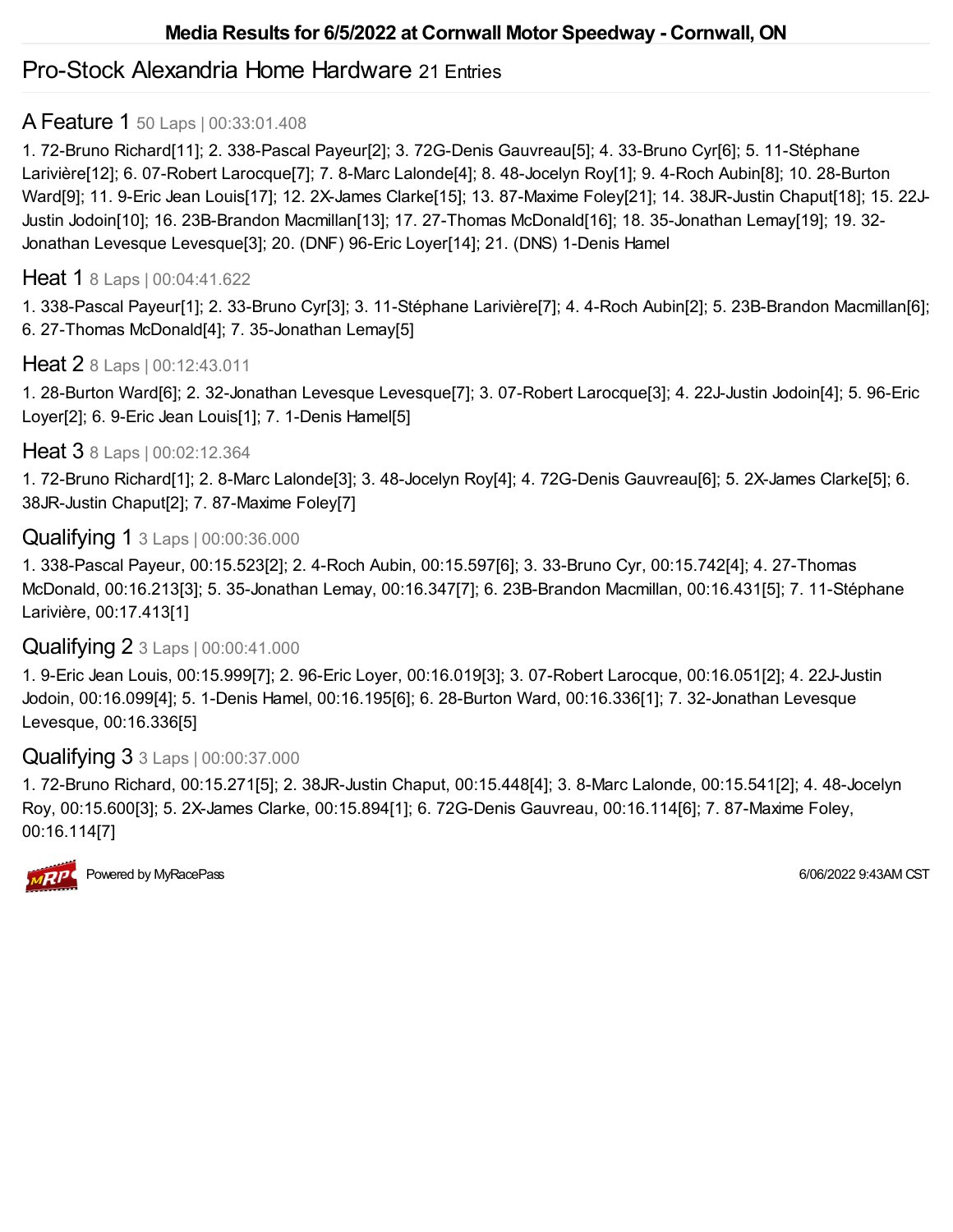# Media Results for 6/5/2022 at Cornwall Motor Speedway - Cornwall, ON

## Pro-Stock Alexandria Home Hardware 21 Entries

### A Feature 1 50 Laps | 00:33:01.408

1. 72-Bruno Richard[11]; 2. 338-Pascal Payeur[2]; 3. 72G-Denis Gauvreau[5]; 4. 33-Bruno Cyr[6]; 5. 11-Stéphane Larivière[12]; 6. 07-Robert Larocque[7]; 7. 8-Marc Lalonde[4]; 8. 48-Jocelyn Roy[1]; 9. 4-Roch Aubin[8]; 10. 28-Burton Ward[9]; 11. 9-Eric Jean Louis[17]; 12. 2X-James Clarke[15]; 13. 87-Maxime Foley[21]; 14. 38JR-Justin Chaput[18]; 15. 22J-Justin Jodoin[10]; 16. 23B-Brandon Macmillan[13]; 17. 27-Thomas McDonald[16]; 18. 35-Jonathan Lemay[19]; 19. 32-Jonathan Levesque Levesque[3]; 20. (DNF) 96-Eric Loyer[14]; 21. (DNS) 1-Denis Hamel

### Heat 1 8 Laps | 00:04:41.622

1. 338-Pascal Payeur[1]; 2. 33-Bruno Cyr[3]; 3. 11-Stéphane Larivière[7]; 4. 4-Roch Aubin[2]; 5. 23B-Brandon Macmillan[6]; 6. 27-Thomas McDonald[4]; 7. 35-Jonathan Lemay[5]

### Heat 2 8 Laps | 00:12:43.011

1. 28-Burton Ward[6]; 2. 32-Jonathan Levesque Levesque[7]; 3. 07-Robert Larocque[3]; 4. 22J-Justin Jodoin[4]; 5. 96-Eric Loyer[2]; 6. 9-Eric Jean Louis[1]; 7. 1-Denis Hamel[5]

### Heat 3 8 Laps | 00:02:12.364

1. 72-Bruno Richard[1]; 2. 8-Marc Lalonde[3]; 3. 48-Jocelyn Roy[4]; 4. 72G-Denis Gauvreau[6]; 5. 2X-James Clarke[5]; 6. 38JR-Justin Chaput[2]; 7. 87-Maxime Foley[7]

### Qualifying 1 3 Laps | 00:00:36.000

1. 338-Pascal Payeur, 00:15.523[2]; 2. 4-Roch Aubin, 00:15.597[6]; 3. 33-Bruno Cyr, 00:15.742[4]; 4. 27-Thomas McDonald, 00:16.213[3]; 5. 35-Jonathan Lemay, 00:16.347[7]; 6. 23B-Brandon Macmillan, 00:16.431[5]; 7. 11-Stéphane Larivière, 00:17.413[1]

### Qualifying 2 3 Laps | 00:00:41.000

1. 9-Eric Jean Louis, 00:15.999[7]; 2. 96-Eric Loyer, 00:16.019[3]; 3. 07-Robert Larocque, 00:16.051[2]; 4. 22J-Justin Jodoin, 00:16.099[4]; 5. 1-Denis Hamel, 00:16.195[6]; 6. 28-Burton Ward, 00:16.336[1]; 7. 32-Jonathan Levesque Levesque, 00:16.336[5]

### Qualifying 3 3 Laps | 00:00:37.000

1. 72-Bruno Richard, 00:15.271[5]; 2. 38JR-Justin Chaput, 00:15.448[4]; 3. 8-Marc Lalonde, 00:15.541[2]; 4. 48-Jocelyn Roy, 00:15.600[3]; 5. 2X-James Clarke, 00:15.894[1]; 6. 72G-Denis Gauvreau, 00:16.114[6]; 7. 87-Maxime Foley, 00:16.114[7]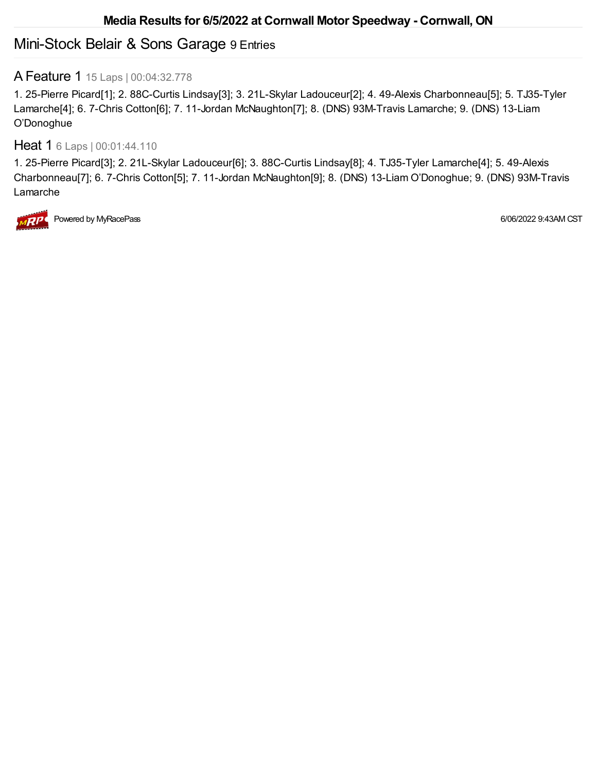## Media Results for 6/5/2022 at Cornwall Motor Speedway - Cornwall, ON

# Mini-Stock Belair & Sons Garage 9 Entries

### A Feature 1 15 Laps | 00:04:32.778

1. 25-Pierre Picard[1]; 2. 88C-Curtis Lindsay[3]; 3. 21L-Skylar Ladouceur[2]; 4. 49-Alexis Charbonneau[5]; 5. TJ35-Tyler Lamarche[4]; 6. 7-Chris Cotton[6]; 7. 11-Jordan McNaughton[7]; 8. (DNS) 93M-Travis Lamarche; 9. (DNS) 13-Liam O'Donoghue

### Heat 1 6 Laps | 00:01:44.110

1. 25-Pierre Picard[3]; 2. 21L-Skylar Ladouceur[6]; 3. 88C-Curtis Lindsay[8]; 4. TJ35-Tyler Lamarche[4]; 5. 49-Alexis Charbonneau[7]; 6. 7-Chris Cotton[5]; 7. 11-Jordan McNaughton[9]; 8. (DNS) 13-Liam O'Donoghue; 9. (DNS) 93M-Travis Lamarche

Powered by MyRacePass

6/06/2022 9:43AM CST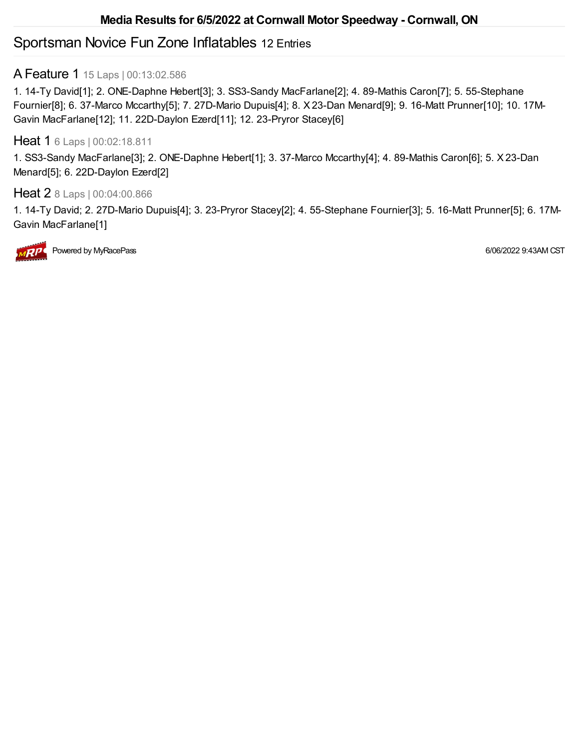## Sportsman Novice Fun Zone Inflatables 12 Entries

### A Feature 1 15 Laps | 00:13:02.586

1. 14-Ty David[1]; 2. ONE-Daphne Hebert[3]; 3. SS3-Sandy MacFarlane[2]; 4. 89-Mathis Caron[7]; 5. 55-Stephane Fournier[8]; 6. 37-Marco Mccarthy[5]; 7. 27D-Mario Dupuis[4]; 8. X23-Dan Menard[9]; 9. 16-Matt Prunner[10]; 10. 17M-Gavin MacFarlane[12]; 11. 22D-Daylon Ezerd[11]; 12. 23-Pryror Stacey[6]

### Heat 1 6 Laps | 00:02:18.811

1. SS3-Sandy MacFarlane[3]; 2. ONE-Daphne Hebert[1]; 3. 37-Marco Mccarthy[4]; 4. 89-Mathis Caron[6]; 5. X23-Dan Menard[5]; 6. 22D-Daylon Ezerd[2]

### Heat 2 8 Laps | 00:04:00.866

1. 14-Ty David; 2. 27D-Mario Dupuis[4]; 3. 23-Pryror Stacey[2]; 4. 55-Stephane Fournier[3]; 5. 16-Matt Prunner[5]; 6. 17M-Gavin MacFarlane[1]

Powered by MyRacePass

6/06/2022 9:43AM CST